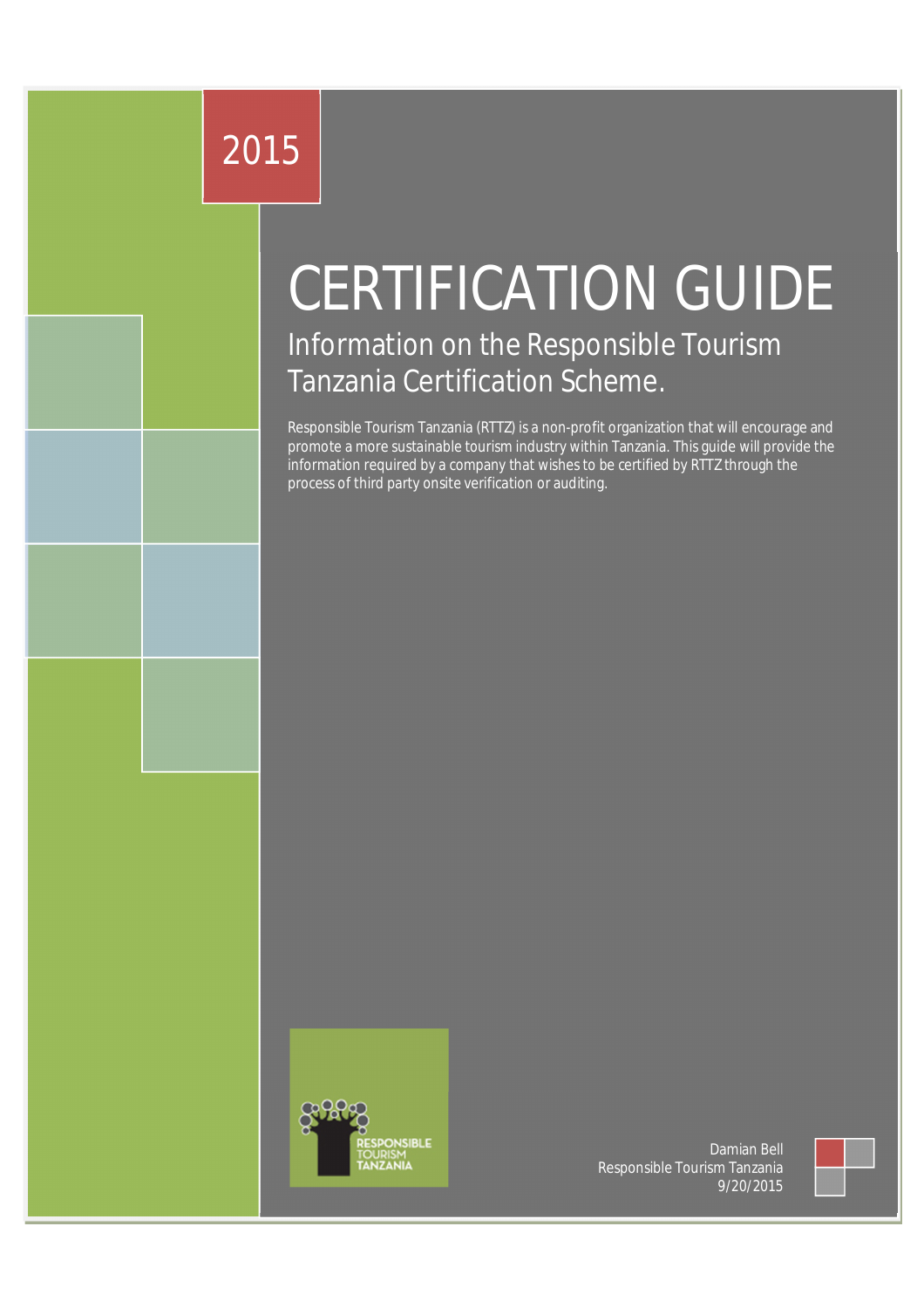2015

# CERTIFICATION GUIDE

## Information on the Responsible Tourism Tanzania Certification Scheme.

Responsible Tourism Tanzania (RTTZ) is a non-profit organization that will encourage and promote a more sustainable tourism industry within Tanzania. This guide will provide the information required by a company that wishes to be certified by RTTZ through the process of third party onsite verification or auditing.

RESPONSIBLE TOURISM TANZANIA

Damian Bell
Responsible Tourism Tanzania
9/20/2015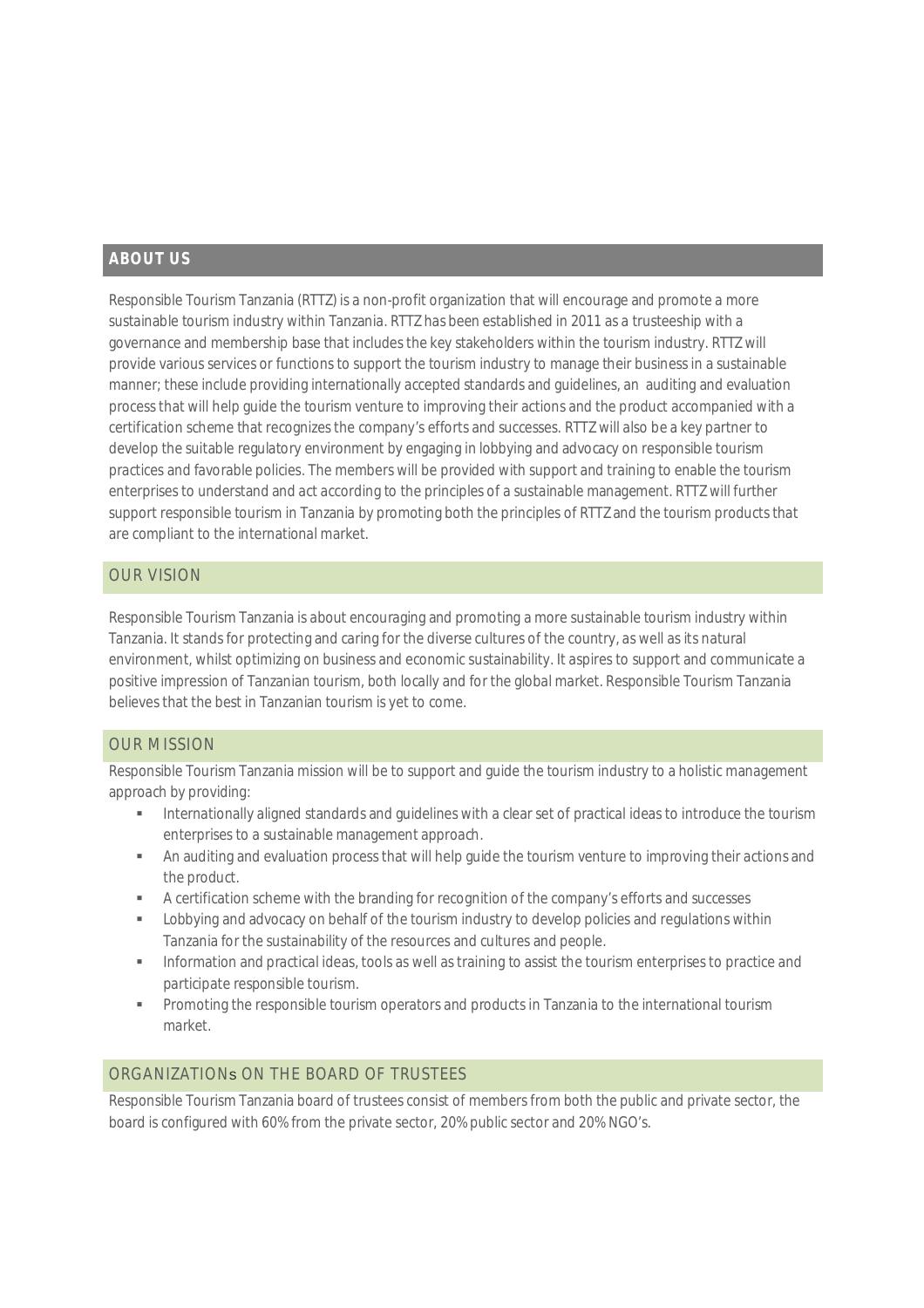## ABOUT US

Responsible Tourism Tanzania (RTTZ) is a non-profit organization that will encourage and promote a more sustainable tourism industry within Tanzania. RTTZ has been established in 2011 as a trusteeship with a governance and membership base that includes the key stakeholders within the tourism industry. RTTZ will provide various services or functions to support the tourism industry to manage their business in a sustainable manner; these include providing internationally accepted standards and guidelines, an auditing and evaluation process that will help guide the tourism venture to improving their actions and the product accompanied with a certification scheme that recognizes the company's efforts and successes. RTTZ will also be a key partner to develop the suitable regulatory environment by engaging in lobbying and advocacy on responsible tourism practices and favorable policies. The members will be provided with support and training to enable the tourism enterprises to understand and act according to the principles of a sustainable management. RTTZ will further support responsible tourism in Tanzania by promoting both the principles of RTTZ and the tourism products that are compliant to the international market.

## OUR VISION

Responsible Tourism Tanzania is about encouraging and promoting a more sustainable tourism industry within Tanzania. It stands for protecting and caring for the diverse cultures of the country, as well as its natural environment, whilst optimizing on business and economic sustainability. It aspires to support and communicate a positive impression of Tanzanian tourism, both locally and for the global market. Responsible Tourism Tanzania believes that the best in Tanzanian tourism is yet to come.

## OUR MISSION

Responsible Tourism Tanzania mission will be to support and guide the tourism industry to a holistic management approach by providing:

- Internationally aligned standards and guidelines with a clear set of practical ideas to introduce the tourism enterprises to a sustainable management approach.
- An auditing and evaluation process that will help guide the tourism venture to improving their actions and the product.
- A certification scheme with the branding for recognition of the company's efforts and successes
- Lobbying and advocacy on behalf of the tourism industry to develop policies and regulations within Tanzania for the sustainability of the resources and cultures and people.
- Information and practical ideas, tools as well as training to assist the tourism enterprises to practice and participate responsible tourism.
- Promoting the responsible tourism operators and products in Tanzania to the international tourism market.

## ORGANIZATIONs ON THE BOARD OF TRUSTEES

Responsible Tourism Tanzania board of trustees consist of members from both the public and private sector, the board is configured with 60% from the private sector, 20% public sector and 20% NGO's.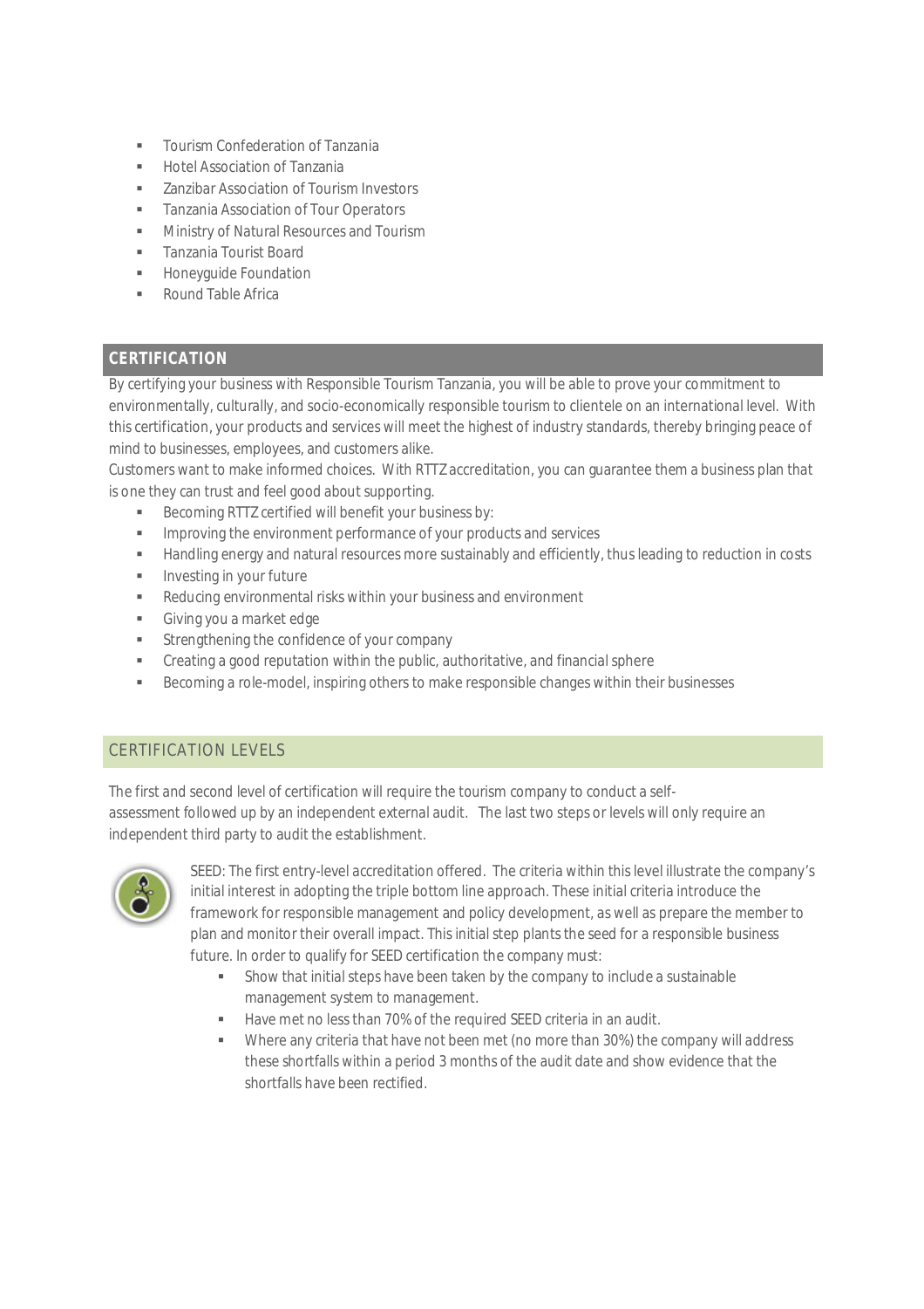- Tourism Confederation of Tanzania
- Hotel Association of Tanzania
- Zanzibar Association of Tourism Investors
- Tanzania Association of Tour Operators
- Ministry of Natural Resources and Tourism
- Tanzania Tourist Board
- Honeyguide Foundation
- Round Table Africa

## CERTIFICATION

By certifying your business with Responsible Tourism Tanzania, you will be able to prove your commitment to environmentally, culturally, and socio-economically responsible tourism to clientele on an international level. With this certification, your products and services will meet the highest of industry standards, thereby bringing peace of mind to businesses, employees, and customers alike.

Customers want to make informed choices. With RTTZ accreditation, you can guarantee them a business plan that is one they can trust and feel good about supporting.

- Becoming RTTZ certified will benefit your business by:
- Improving the environment performance of your products and services
- Handling energy and natural resources more sustainably and efficiently, thus leading to reduction in costs
- Investing in your future
- Reducing environmental risks within your business and environment
- Giving you a market edge
- Strengthening the confidence of your company
- Creating a good reputation within the public, authoritative, and financial sphere
- Becoming a role-model, inspiring others to make responsible changes within their businesses

## CERTIFICATION LEVELS

The first and second level of certification will require the tourism company to conduct a self-assessment followed up by an independent external audit. The last two steps or levels will only require an independent third party to audit the establishment.

SEED: The first entry-level accreditation offered. The criteria within this level illustrate the company's initial interest in adopting the triple bottom line approach. These initial criteria introduce the framework for responsible management and policy development, as well as prepare the member to plan and monitor their overall impact. This initial step plants the seed for a responsible business future. In order to qualify for SEED certification the company must:

- Show that initial steps have been taken by the company to include a sustainable management system to management.
- Have met no less than 70% of the required SEED criteria in an audit.
- Where any criteria that have not been met (no more than 30%) the company will address these shortfalls within a period 3 months of the audit date and show evidence that the shortfalls have been rectified.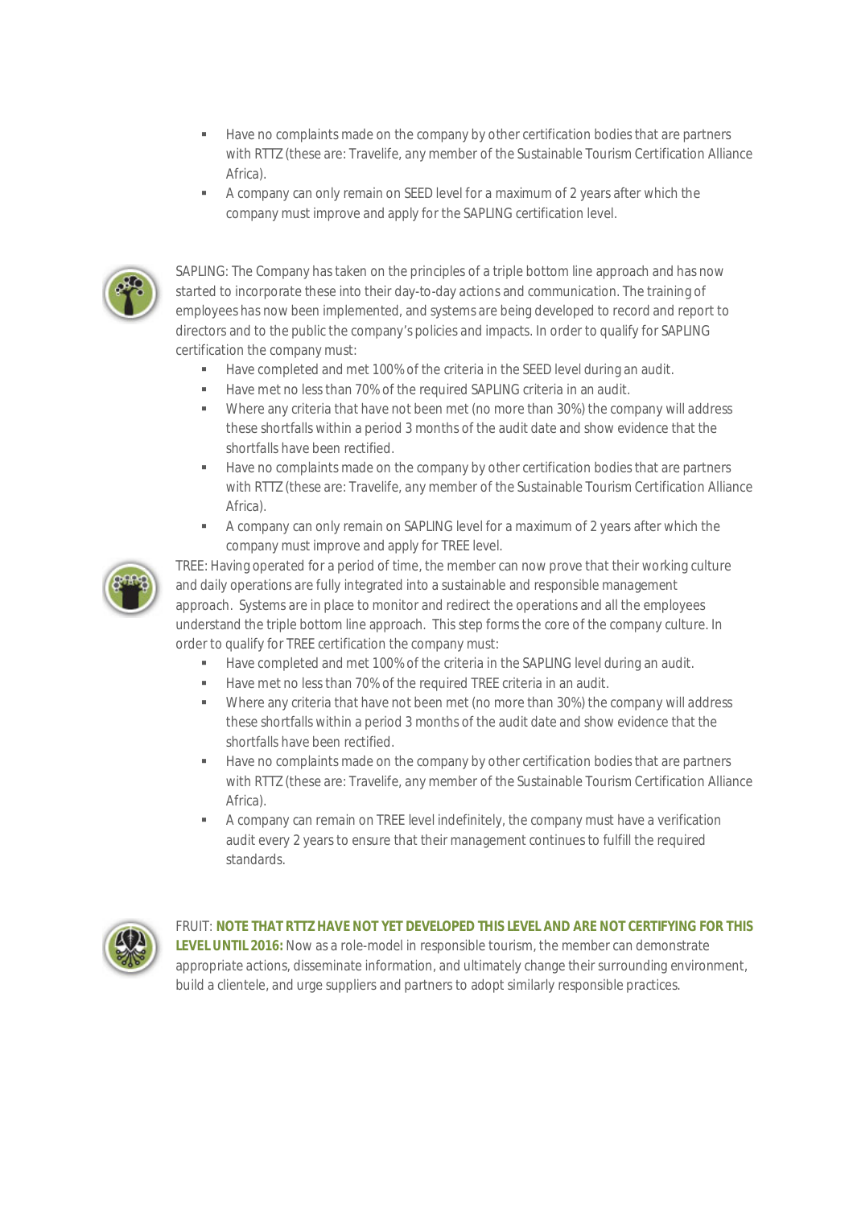- Have no complaints made on the company by other certification bodies that are partners with RTTZ (these are: Travelife, any member of the Sustainable Tourism Certification Alliance Africa).
- A company can only remain on SEED level for a maximum of 2 years after which the company must improve and apply for the SAPLING certification level.

SAPLING: The Company has taken on the principles of a triple bottom line approach and has now started to incorporate these into their day-to-day actions and communication. The training of employees has now been implemented, and systems are being developed to record and report to directors and to the public the company's policies and impacts. In order to qualify for SAPLING certification the company must:

- Have completed and met 100% of the criteria in the SEED level during an audit.
- Have met no less than 70% of the required SAPLING criteria in an audit.
- Where any criteria that have not been met (no more than 30%) the company will address these shortfalls within a period 3 months of the audit date and show evidence that the shortfalls have been rectified.
- Have no complaints made on the company by other certification bodies that are partners with RTTZ (these are: Travelife, any member of the Sustainable Tourism Certification Alliance Africa).
- A company can only remain on SAPLING level for a maximum of 2 years after which the company must improve and apply for TREE level.

TREE: Having operated for a period of time, the member can now prove that their working culture and daily operations are fully integrated into a sustainable and responsible management approach. Systems are in place to monitor and redirect the operations and all the employees understand the triple bottom line approach. This step forms the core of the company culture. In order to qualify for TREE certification the company must:

- Have completed and met 100% of the criteria in the SAPLING level during an audit.
- Have met no less than 70% of the required TREE criteria in an audit.
- Where any criteria that have not been met (no more than 30%) the company will address these shortfalls within a period 3 months of the audit date and show evidence that the shortfalls have been rectified.
- Have no complaints made on the company by other certification bodies that are partners with RTTZ (these are: Travelife, any member of the Sustainable Tourism Certification Alliance Africa).
- A company can remain on TREE level indefinitely, the company must have a verification audit every 2 years to ensure that their management continues to fulfill the required standards.

FRUIT: **NOTE THAT RTTZ HAVE NOT YET DEVELOPED THIS LEVEL AND ARE NOT CERTIFYING FOR THIS LEVEL UNTIL 2016:** Now as a role-model in responsible tourism, the member can demonstrate appropriate actions, disseminate information, and ultimately change their surrounding environment, build a clientele, and urge suppliers and partners to adopt similarly responsible practices.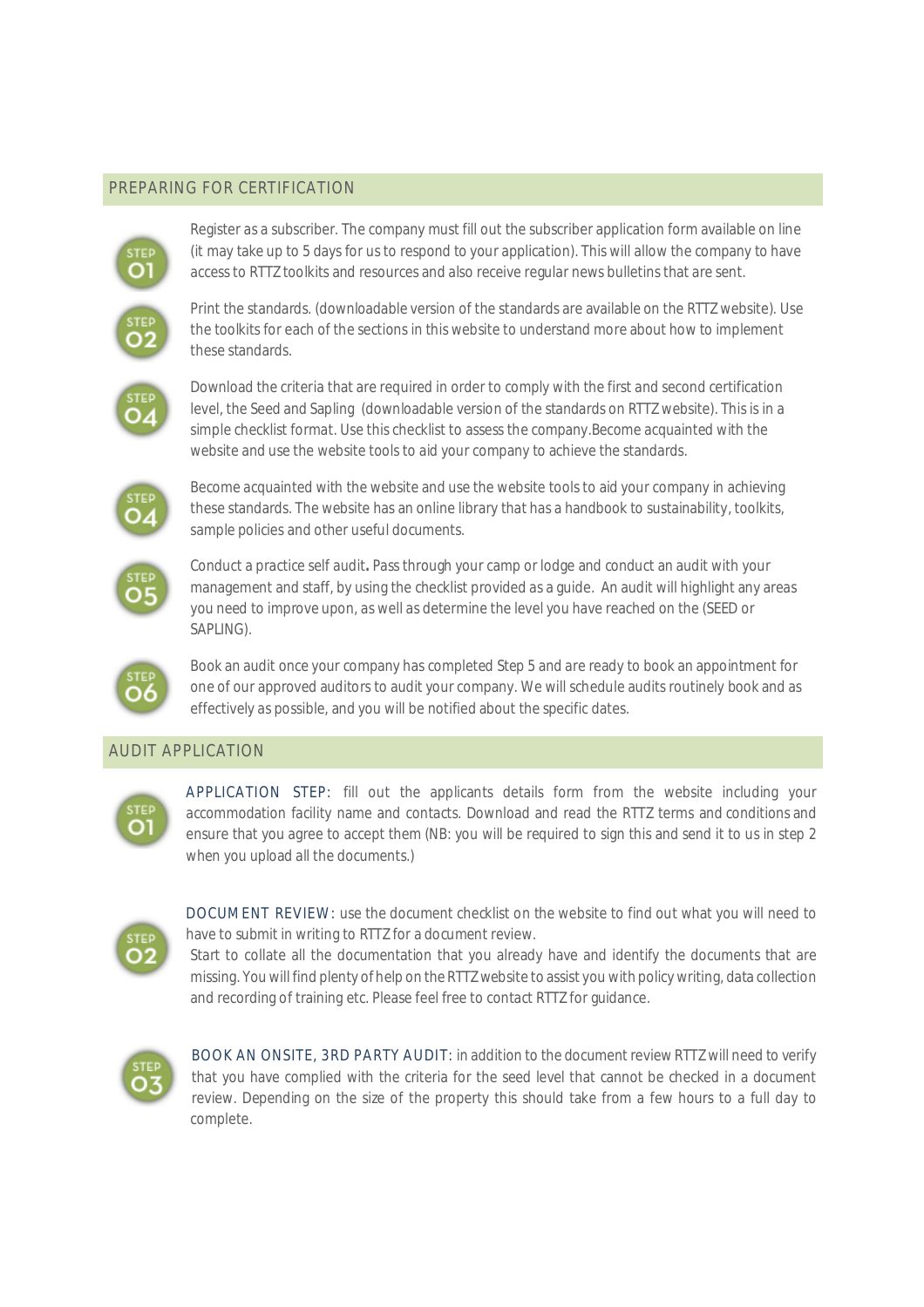## PREPARING FOR CERTIFICATION

**STEP 01** Register as a subscriber. The company must fill out the subscriber application form available on line (it may take up to 5 days for us to respond to your application). This will allow the company to have access to RTTZ toolkits and resources and also receive regular news bulletins that are sent.

**STEP 02** Print the standards. (downloadable version of the standards are available on the RTTZ website). Use the toolkits for each of the sections in this website to understand more about how to implement these standards.

**STEP 04** Download the criteria that are required in order to comply with the first and second certification level, the Seed and Sapling (downloadable version of the standards on RTTZ website). This is in a simple checklist format. Use this checklist to assess the company.Become acquainted with the website and use the website tools to aid your company to achieve the standards.

**STEP 04** Become acquainted with the website and use the website tools to aid your company in achieving these standards. The website has an online library that has a handbook to sustainability, toolkits, sample policies and other useful documents.

**STEP 05** Conduct a practice self audit**.** Pass through your camp or lodge and conduct an audit with your management and staff, by using the checklist provided as a guide. An audit will highlight any areas you need to improve upon, as well as determine the level you have reached on the (SEED or SAPLING).

**STEP 06** Book an audit once your company has completed Step 5 and are ready to book an appointment for one of our approved auditors to audit your company. We will schedule audits routinely book and as effectively as possible, and you will be notified about the specific dates.

## AUDIT APPLICATION

**STEP 01** APPLICATION STEP: fill out the applicants details form from the website including your accommodation facility name and contacts. Download and read the RTTZ terms and conditions and ensure that you agree to accept them (NB: you will be required to sign this and send it to us in step 2 when you upload all the documents.)

**STEP 02** DOCUMENT REVIEW: use the document checklist on the website to find out what you will need to have to submit in writing to RTTZ for a document review.

Start to collate all the documentation that you already have and identify the documents that are missing. You will find plenty of help on the RTTZ website to assist you with policy writing, data collection and recording of training etc. Please feel free to contact RTTZ for guidance.

**STEP 03** BOOK AN ONSITE, 3RD PARTY AUDIT: in addition to the document review RTTZ will need to verify that you have complied with the criteria for the seed level that cannot be checked in a document review. Depending on the size of the property this should take from a few hours to a full day to complete.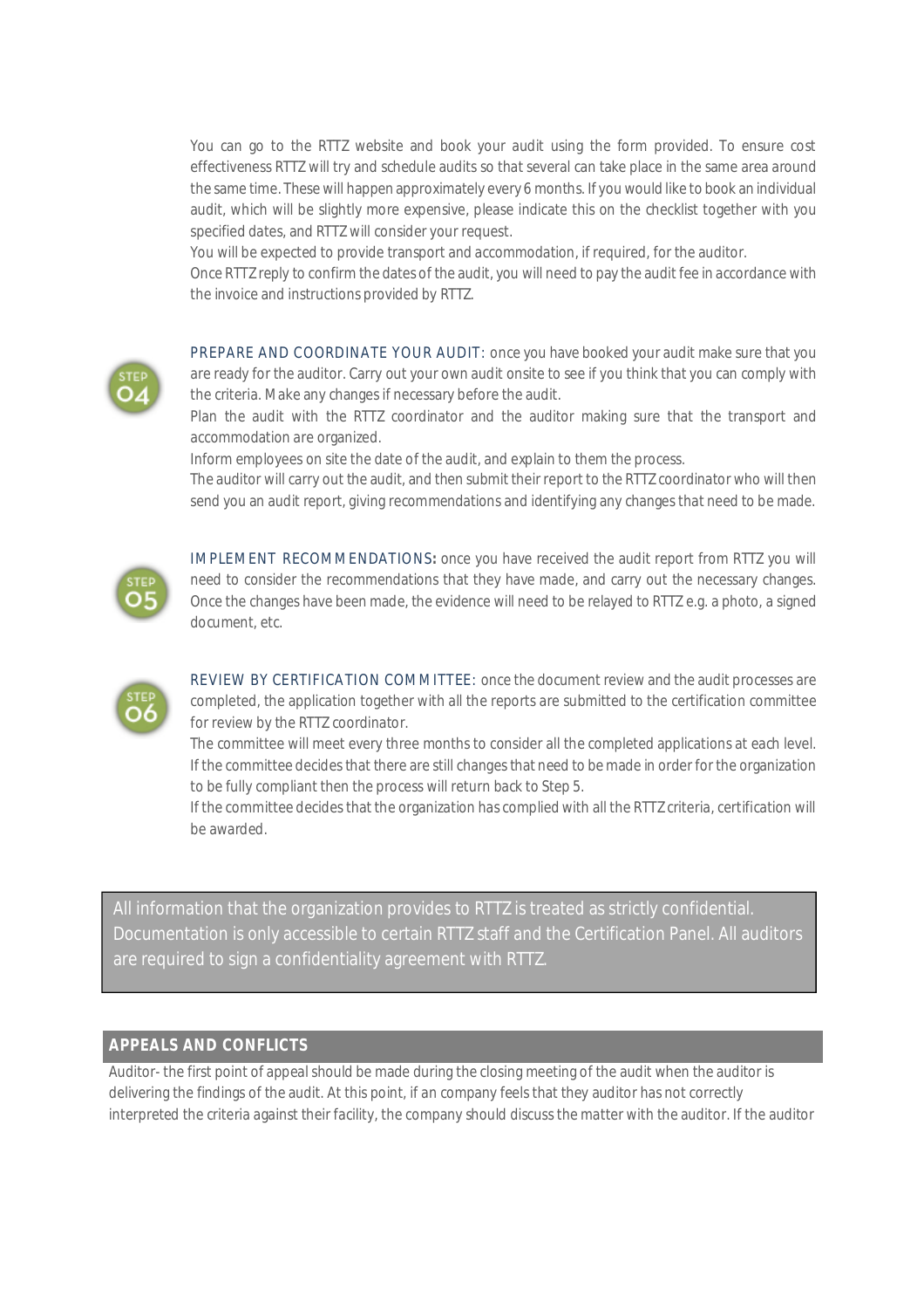You can go to the RTTZ website and book your audit using the form provided. To ensure cost effectiveness RTTZ will try and schedule audits so that several can take place in the same area around the same time. These will happen approximately every 6 months. If you would like to book an individual audit, which will be slightly more expensive, please indicate this on the checklist together with you specified dates, and RTTZ will consider your request.

You will be expected to provide transport and accommodation, if required, for the auditor.

Once RTTZ reply to confirm the dates of the audit, you will need to pay the audit fee in accordance with the invoice and instructions provided by RTTZ.

STEP 04

PREPARE AND COORDINATE YOUR AUDIT: once you have booked your audit make sure that you are ready for the auditor. Carry out your own audit onsite to see if you think that you can comply with the criteria. Make any changes if necessary before the audit.

Plan the audit with the RTTZ coordinator and the auditor making sure that the transport and accommodation are organized.

Inform employees on site the date of the audit, and explain to them the process.

The auditor will carry out the audit, and then submit their report to the RTTZ coordinator who will then send you an audit report, giving recommendations and identifying any changes that need to be made.

STEP 05

IMPLEMENT RECOMMENDATIONS**:** once you have received the audit report from RTTZ you will need to consider the recommendations that they have made, and carry out the necessary changes. Once the changes have been made, the evidence will need to be relayed to RTTZ e.g. a photo, a signed document, etc.

STEP 06

REVIEW BY CERTIFICATION COMMITTEE: once the document review and the audit processes are completed, the application together with all the reports are submitted to the certification committee for review by the RTTZ coordinator.

The committee will meet every three months to consider all the completed applications at each level. If the committee decides that there are still changes that need to be made in order for the organization to be fully compliant then the process will return back to Step 5.

If the committee decides that the organization has complied with all the RTTZ criteria, certification will be awarded.

All information that the organization provides to RTTZ is treated as strictly confidential. Documentation is only accessible to certain RTTZ staff and the Certification Panel. All auditors are required to sign a confidentiality agreement with RTTZ.

## APPEALS AND CONFLICTS

Auditor- the first point of appeal should be made during the closing meeting of the audit when the auditor is delivering the findings of the audit. At this point, if an company feels that they auditor has not correctly interpreted the criteria against their facility, the company should discuss the matter with the auditor. If the auditor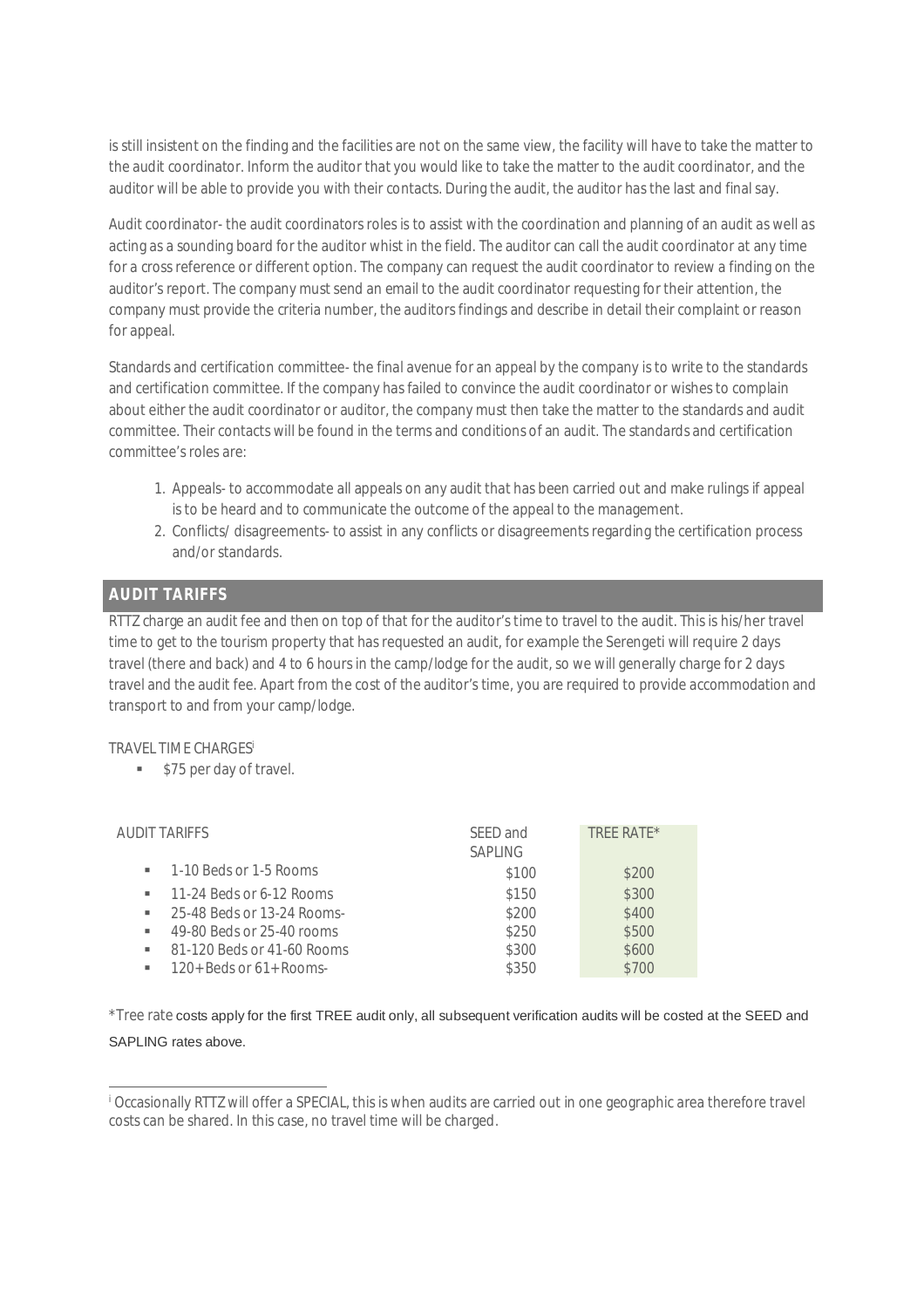is still insistent on the finding and the facilities are not on the same view, the facility will have to take the matter to the audit coordinator. Inform the auditor that you would like to take the matter to the audit coordinator, and the auditor will be able to provide you with their contacts. During the audit, the auditor has the last and final say.

Audit coordinator- the audit coordinators roles is to assist with the coordination and planning of an audit as well as acting as a sounding board for the auditor whist in the field. The auditor can call the audit coordinator at any time for a cross reference or different option. The company can request the audit coordinator to review a finding on the auditor's report. The company must send an email to the audit coordinator requesting for their attention, the company must provide the criteria number, the auditors findings and describe in detail their complaint or reason for appeal.

Standards and certification committee- the final avenue for an appeal by the company is to write to the standards and certification committee. If the company has failed to convince the audit coordinator or wishes to complain about either the audit coordinator or auditor, the company must then take the matter to the standards and audit committee. Their contacts will be found in the terms and conditions of an audit. The standards and certification committee's roles are:

1. Appeals- to accommodate all appeals on any audit that has been carried out and make rulings if appeal is to be heard and to communicate the outcome of the appeal to the management.
2. Conflicts/ disagreements- to assist in any conflicts or disagreements regarding the certification process and/or standards.

## AUDIT TARIFFS

RTTZ charge an audit fee and then on top of that for the auditor's time to travel to the audit. This is his/her travel time to get to the tourism property that has requested an audit, for example the Serengeti will require 2 days travel (there and back) and 4 to 6 hours in the camp/lodge for the audit, so we will generally charge for 2 days travel and the audit fee. Apart from the cost of the auditor's time, you are required to provide accommodation and transport to and from your camp/lodge.

TRAVEL TIME CHARGES[i]

- $75 per day of travel.

| AUDIT TARIFFS | SEED and SAPLING | TREE RATE* |
|---|---|---|
| 1-10 Beds or 1-5 Rooms | $100 | $200 |
| 11-24 Beds or 6-12 Rooms | $150 | $300 |
| 25-48 Beds or 13-24 Rooms- | $200 | $400 |
| 49-80 Beds or 25-40 rooms | $250 | $500 |
| 81-120 Beds or 41-60 Rooms | $300 | $600 |
| 120+ Beds or 61+ Rooms- | $350 | $700 |

*Tree rate costs apply for the first TREE audit only, all subsequent verification audits will be costed at the SEED and SAPLING rates above.

[i] Occasionally RTTZ will offer a SPECIAL, this is when audits are carried out in one geographic area therefore travel costs can be shared. In this case, no travel time will be charged.